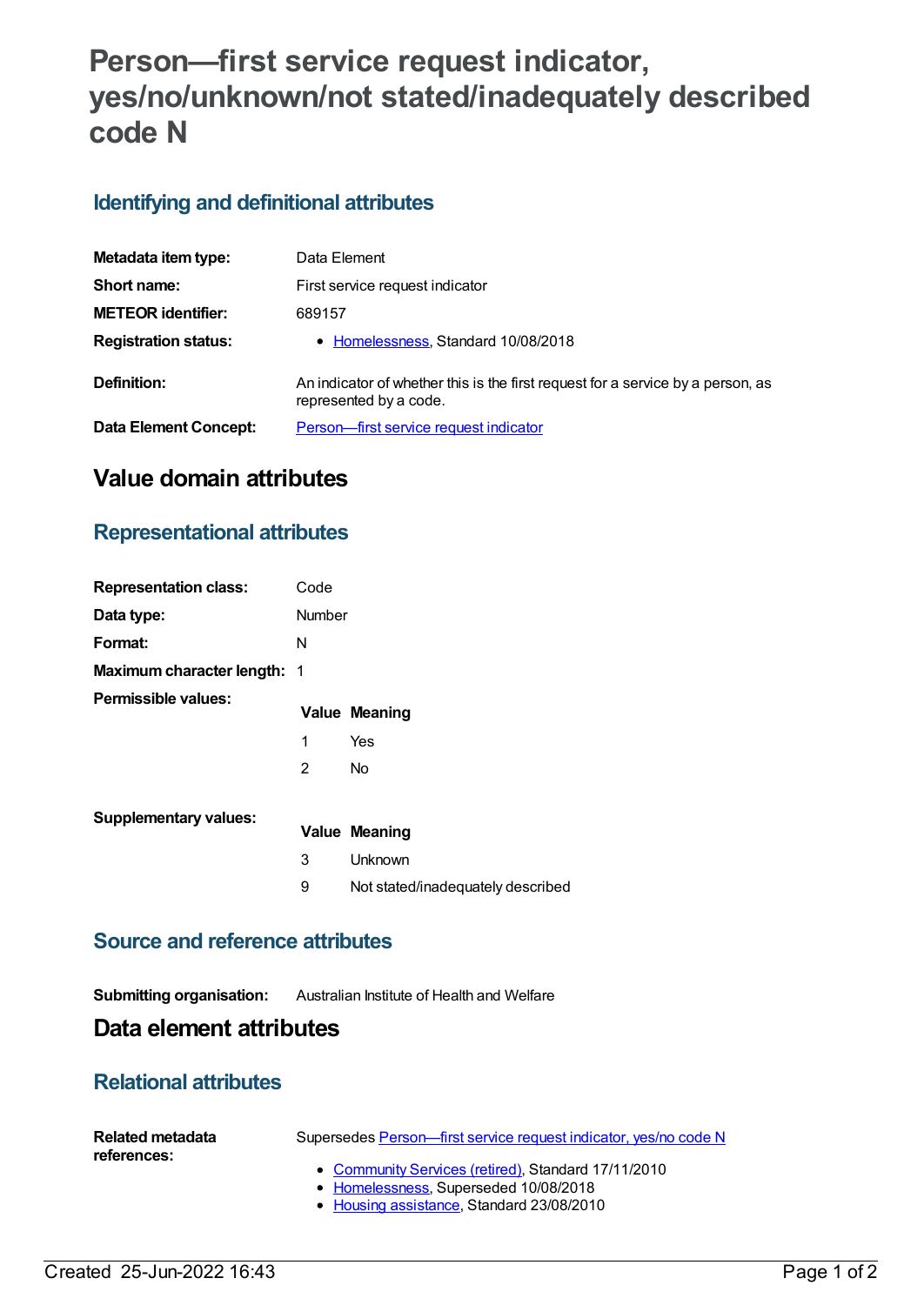# Person—first service request indicator, yes/no/unknown/not stated/inadequately described code N

## Identifying and definitional attributes

**Metadata item type:** Data Element

**Short name:** First service request indicator

**METEOR identifier:** 689157

**Registration status:**

- Homelessness, Standard 10/08/2018

**Definition:** An indicator of whether this is the first request for a service by a person, as represented by a code.

**Data Element Concept:** Person—first service request indicator

# Value domain attributes

## Representational attributes

**Representation class:** Code

**Data type:** Number

**Format:** N

**Maximum character length:** 1

**Permissible values:**

| Value | Meaning |
|---|---|
| 1 | Yes |
| 2 | No |

**Supplementary values:**

| Value | Meaning |
|---|---|
| 3 | Unknown |
| 9 | Not stated/inadequately described |

## Source and reference attributes

**Submitting organisation:** Australian Institute of Health and Welfare

# Data element attributes

## Relational attributes

**Related metadata references:**

Supersedes Person—first service request indicator, yes/no code N

- Community Services (retired), Standard 17/11/2010
- Homelessness, Superseded 10/08/2018
- Housing assistance, Standard 23/08/2010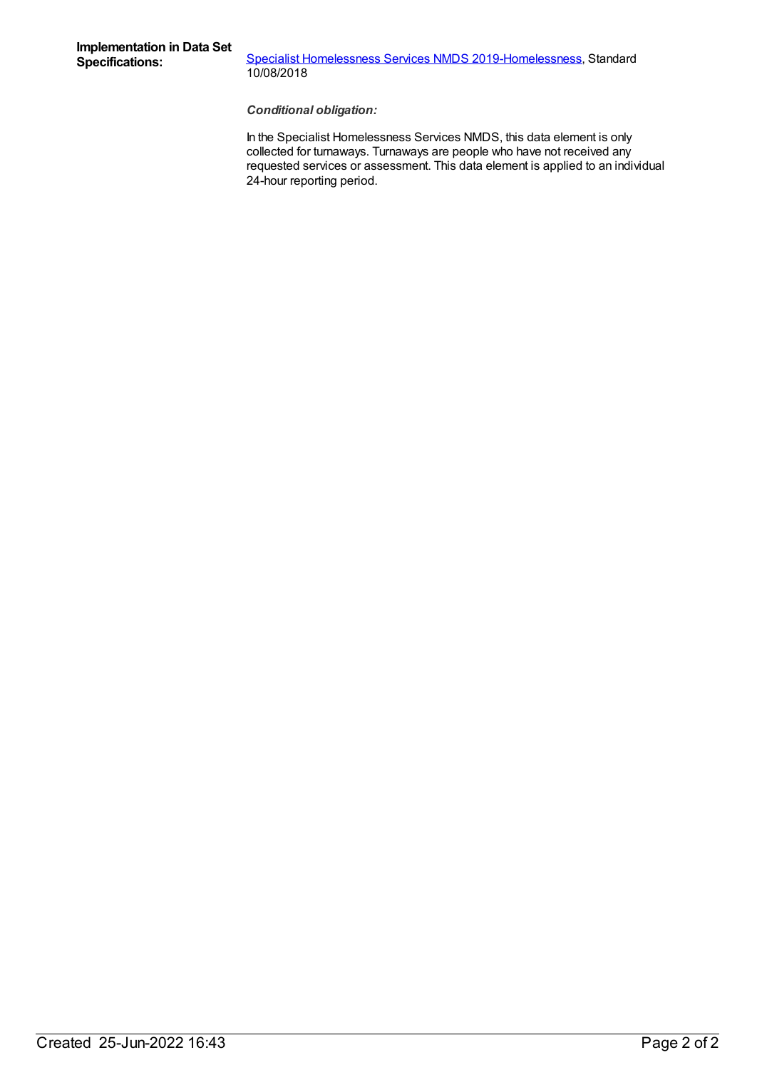**Implementation in Data Set Specifications:**

Specialist Homelessness Services NMDS 2019-Homelessness, Standard 10/08/2018

***Conditional obligation:***

In the Specialist Homelessness Services NMDS, this data element is only collected for turnaways. Turnaways are people who have not received any requested services or assessment. This data element is applied to an individual 24-hour reporting period.